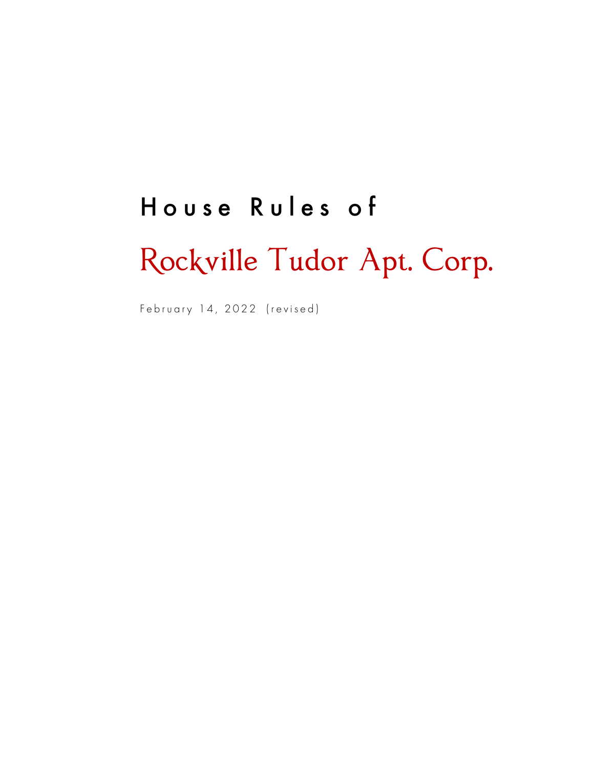# House Rules of

# Rockville Tudor Apt. Corp.

February 14, 2022 (revised)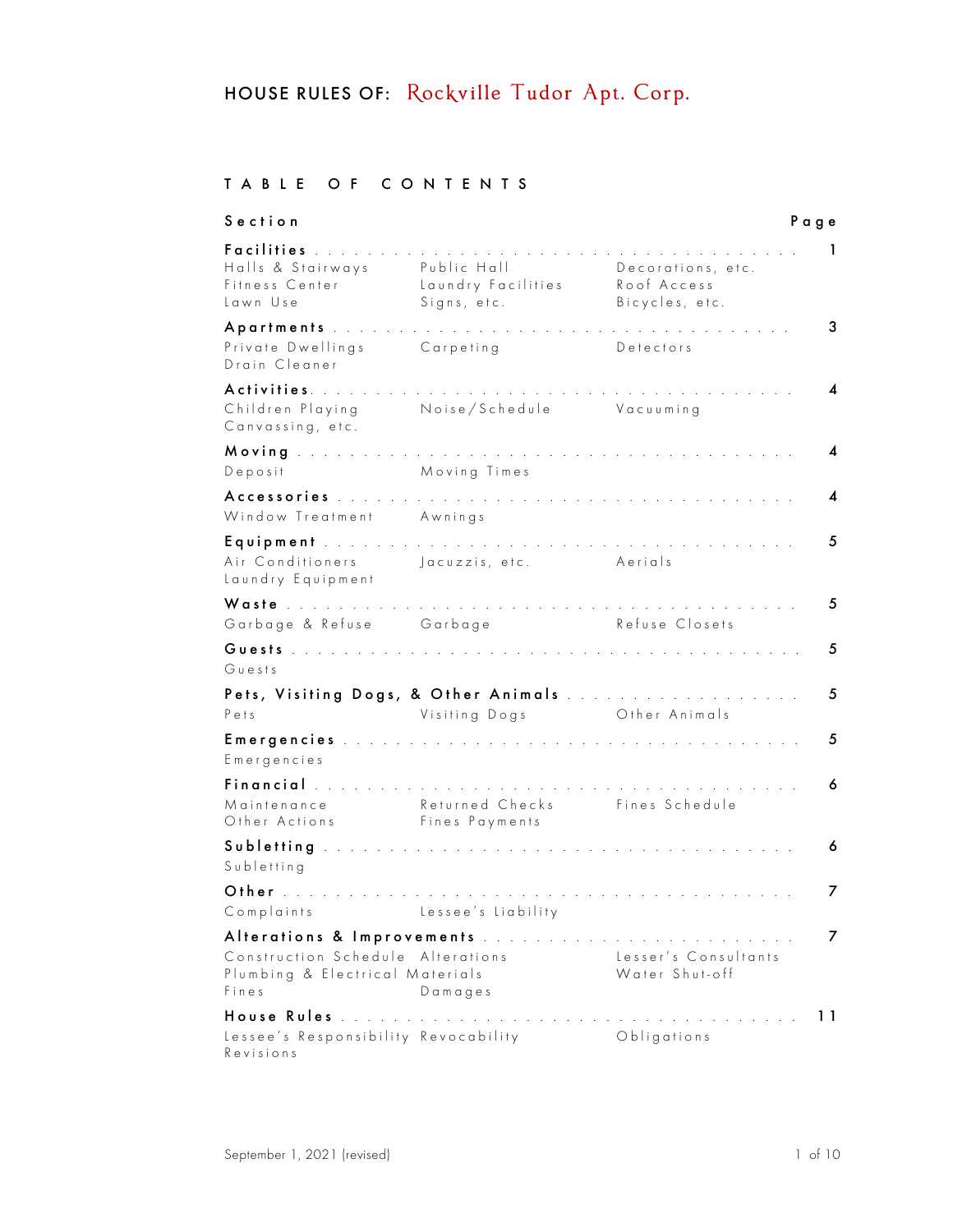# HOUSE RULES OF: Rockville Tudor Apt. Corp.

## TABLE OF CONTENTS

| Section | | | Page |
|---|---|---|---|
| **Facilities** | | | 1 |
| Halls & Stairways | Public Hall | Decorations, etc. | |
| Fitness Center | Laundry Facilities | Roof Access | |
| Lawn Use | Signs, etc. | Bicycles, etc. | |
| **Apartments** | | | 3 |
| Private Dwellings | Carpeting | Detectors | |
| Drain Cleaner | | | |
| **Activities** | | | 4 |
| Children Playing | Noise/Schedule | Vacuuming | |
| Canvassing, etc. | | | |
| **Moving** | | | 4 |
| Deposit | Moving Times | | |
| **Accessories** | | | 4 |
| Window Treatment | Awnings | | |
| **Equipment** | | | 5 |
| Air Conditioners | Jacuzzis, etc. | Aerials | |
| Laundry Equipment | | | |
| **Waste** | | | 5 |
| Garbage & Refuse | Garbage | Refuse Closets | |
| **Guests** | | | 5 |
| Guests | | | |
| **Pets, Visiting Dogs, & Other Animals** | | | 5 |
| Pets | Visiting Dogs | Other Animals | |
| **Emergencies** | | | 5 |
| Emergencies | | | |
| **Financial** | | | 6 |
| Maintenance | Returned Checks | Fines Schedule | |
| Other Actions | Fines Payments | | |
| **Subletting** | | | 6 |
| Subletting | | | |
| **Other** | | | 7 |
| Complaints | Lessee's Liability | | |
| **Alterations & Improvements** | | | 7 |
| Construction Schedule | Alterations | Lesser's Consultants | |
| Plumbing & Electrical Materials | | Water Shut-off | |
| Fines | Damages | | |
| **House Rules** | | | 11 |
| Lessee's Responsibility | Revocability | Obligations | |
| Revisions | | | |

September 1, 2021 (revised)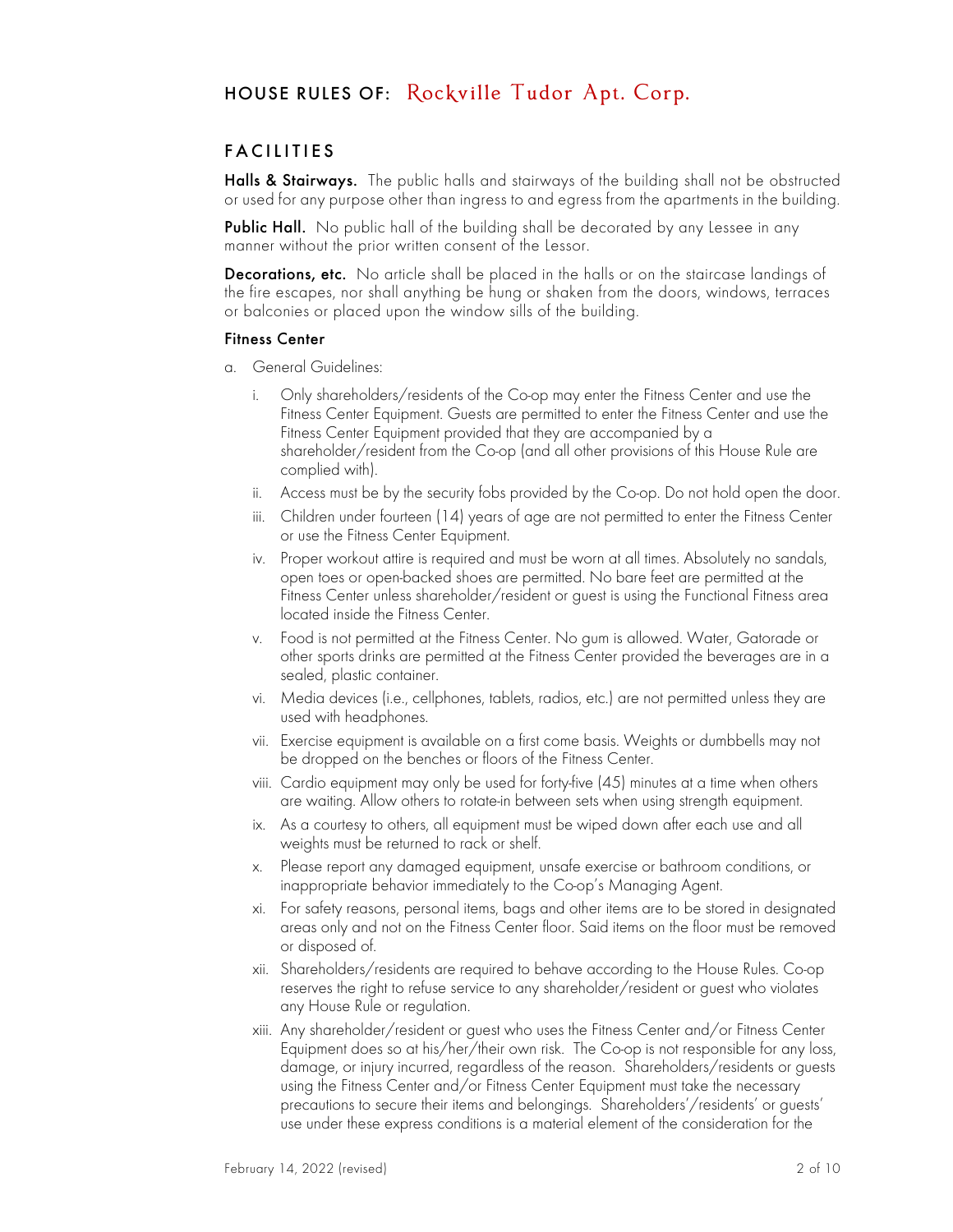# HOUSE RULES OF: Rockville Tudor Apt. Corp.

## FACILITIES

**Halls & Stairways.** The public halls and stairways of the building shall not be obstructed or used for any purpose other than ingress to and egress from the apartments in the building.

**Public Hall.** No public hall of the building shall be decorated by any Lessee in any manner without the prior written consent of the Lessor.

**Decorations, etc.** No article shall be placed in the halls or on the staircase landings of the fire escapes, nor shall anything be hung or shaken from the doors, windows, terraces or balconies or placed upon the window sills of the building.

### Fitness Center

a. General Guidelines:

i. Only shareholders/residents of the Co-op may enter the Fitness Center and use the Fitness Center Equipment. Guests are permitted to enter the Fitness Center and use the Fitness Center Equipment provided that they are accompanied by a shareholder/resident from the Co-op (and all other provisions of this House Rule are complied with).

ii. Access must be by the security fobs provided by the Co-op. Do not hold open the door.

iii. Children under fourteen (14) years of age are not permitted to enter the Fitness Center or use the Fitness Center Equipment.

iv. Proper workout attire is required and must be worn at all times. Absolutely no sandals, open toes or open-backed shoes are permitted. No bare feet are permitted at the Fitness Center unless shareholder/resident or guest is using the Functional Fitness area located inside the Fitness Center.

v. Food is not permitted at the Fitness Center. No gum is allowed. Water, Gatorade or other sports drinks are permitted at the Fitness Center provided the beverages are in a sealed, plastic container.

vi. Media devices (i.e., cellphones, tablets, radios, etc.) are not permitted unless they are used with headphones.

vii. Exercise equipment is available on a first come basis. Weights or dumbbells may not be dropped on the benches or floors of the Fitness Center.

viii. Cardio equipment may only be used for forty-five (45) minutes at a time when others are waiting. Allow others to rotate-in between sets when using strength equipment.

ix. As a courtesy to others, all equipment must be wiped down after each use and all weights must be returned to rack or shelf.

x. Please report any damaged equipment, unsafe exercise or bathroom conditions, or inappropriate behavior immediately to the Co-op's Managing Agent.

xi. For safety reasons, personal items, bags and other items are to be stored in designated areas only and not on the Fitness Center floor. Said items on the floor must be removed or disposed of.

xii. Shareholders/residents are required to behave according to the House Rules. Co-op reserves the right to refuse service to any shareholder/resident or guest who violates any House Rule or regulation.

xiii. Any shareholder/resident or guest who uses the Fitness Center and/or Fitness Center Equipment does so at his/her/their own risk. The Co-op is not responsible for any loss, damage, or injury incurred, regardless of the reason. Shareholders/residents or guests using the Fitness Center and/or Fitness Center Equipment must take the necessary precautions to secure their items and belongings. Shareholders'/residents' or guests' use under these express conditions is a material element of the consideration for the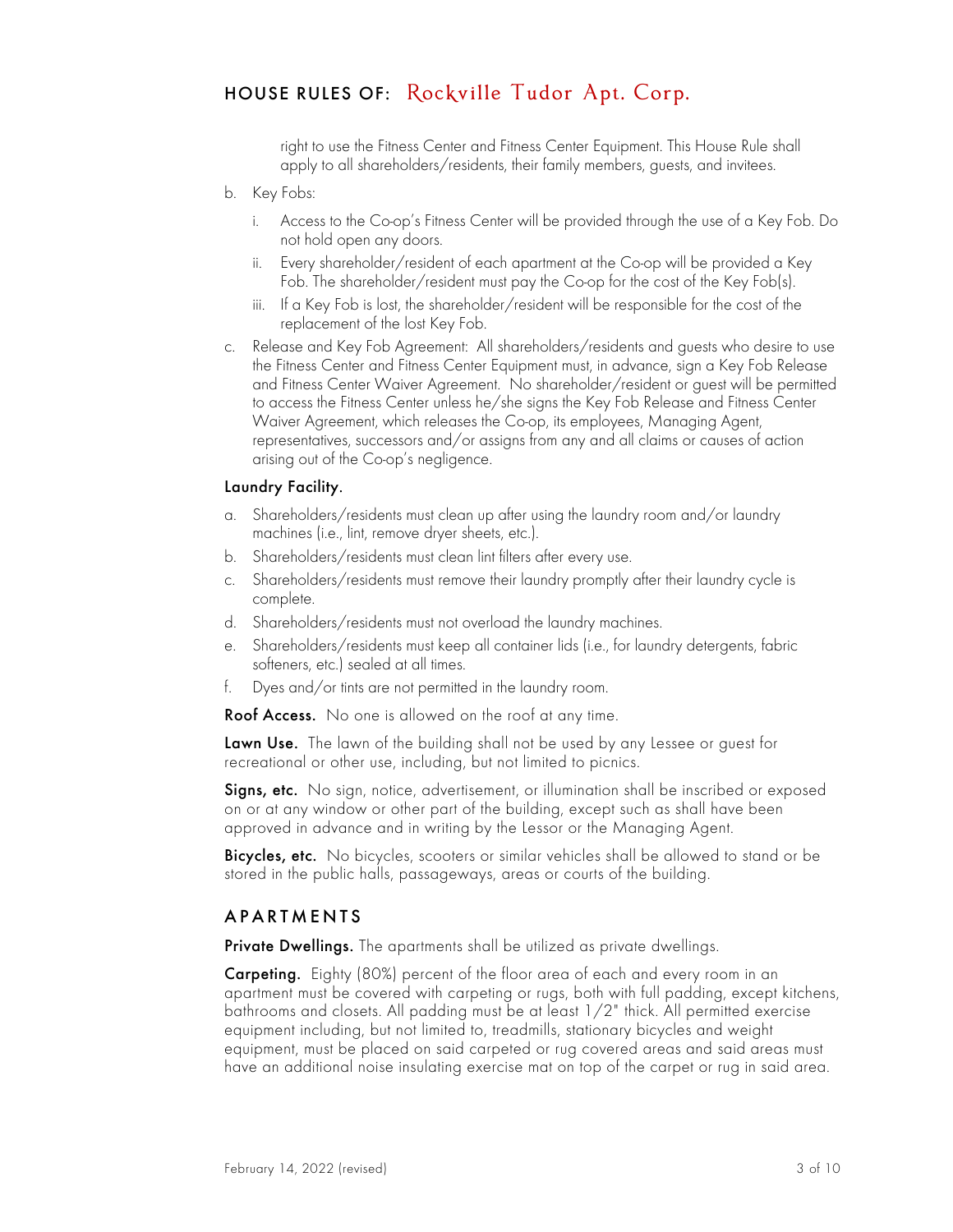right to use the Fitness Center and Fitness Center Equipment. This House Rule shall apply to all shareholders/residents, their family members, guests, and invitees.

b. Key Fobs:

   i. Access to the Co-op's Fitness Center will be provided through the use of a Key Fob. Do not hold open any doors.

   ii. Every shareholder/resident of each apartment at the Co-op will be provided a Key Fob. The shareholder/resident must pay the Co-op for the cost of the Key Fob(s).

   iii. If a Key Fob is lost, the shareholder/resident will be responsible for the cost of the replacement of the lost Key Fob.

c. Release and Key Fob Agreement: All shareholders/residents and guests who desire to use the Fitness Center and Fitness Center Equipment must, in advance, sign a Key Fob Release and Fitness Center Waiver Agreement. No shareholder/resident or guest will be permitted to access the Fitness Center unless he/she signs the Key Fob Release and Fitness Center Waiver Agreement, which releases the Co-op, its employees, Managing Agent, representatives, successors and/or assigns from any and all claims or causes of action arising out of the Co-op's negligence.

**Laundry Facility.**

a. Shareholders/residents must clean up after using the laundry room and/or laundry machines (i.e., lint, remove dryer sheets, etc.).

b. Shareholders/residents must clean lint filters after every use.

c. Shareholders/residents must remove their laundry promptly after their laundry cycle is complete.

d. Shareholders/residents must not overload the laundry machines.

e. Shareholders/residents must keep all container lids (i.e., for laundry detergents, fabric softeners, etc.) sealed at all times.

f. Dyes and/or tints are not permitted in the laundry room.

**Roof Access.** No one is allowed on the roof at any time.

**Lawn Use.** The lawn of the building shall not be used by any Lessee or guest for recreational or other use, including, but not limited to picnics.

**Signs, etc.** No sign, notice, advertisement, or illumination shall be inscribed or exposed on or at any window or other part of the building, except such as shall have been approved in advance and in writing by the Lessor or the Managing Agent.

**Bicycles, etc.** No bicycles, scooters or similar vehicles shall be allowed to stand or be stored in the public halls, passageways, areas or courts of the building.

## APARTMENTS

**Private Dwellings.** The apartments shall be utilized as private dwellings.

**Carpeting.** Eighty (80%) percent of the floor area of each and every room in an apartment must be covered with carpeting or rugs, both with full padding, except kitchens, bathrooms and closets. All padding must be at least 1/2" thick. All permitted exercise equipment including, but not limited to, treadmills, stationary bicycles and weight equipment, must be placed on said carpeted or rug covered areas and said areas must have an additional noise insulating exercise mat on top of the carpet or rug in said area.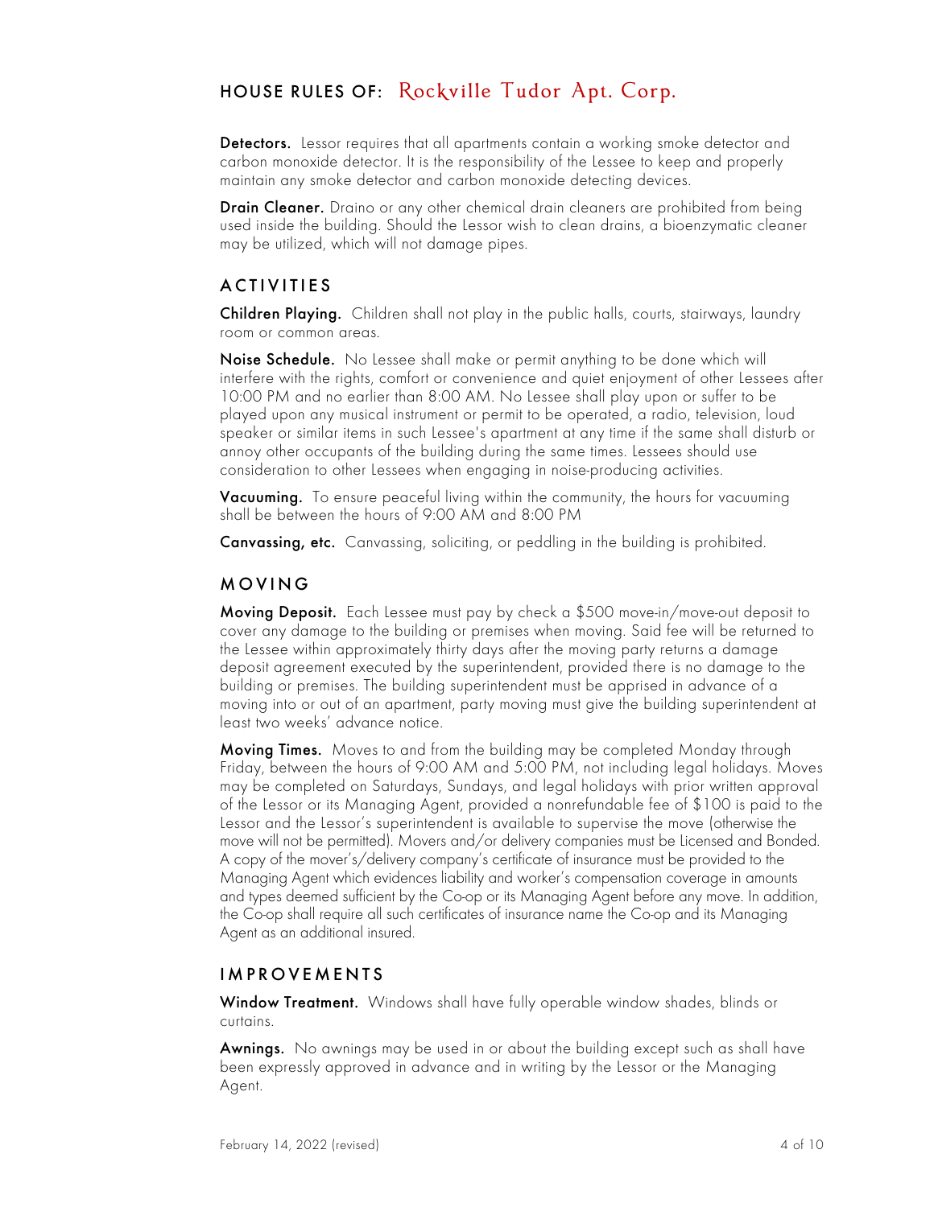## HOUSE RULES OF: Rockville Tudor Apt. Corp.

**Detectors.** Lessor requires that all apartments contain a working smoke detector and carbon monoxide detector. It is the responsibility of the Lessee to keep and properly maintain any smoke detector and carbon monoxide detecting devices.

**Drain Cleaner.** Draino or any other chemical drain cleaners are prohibited from being used inside the building. Should the Lessor wish to clean drains, a bioenzymatic cleaner may be utilized, which will not damage pipes.

## ACTIVITIES

**Children Playing.** Children shall not play in the public halls, courts, stairways, laundry room or common areas.

**Noise Schedule.** No Lessee shall make or permit anything to be done which will interfere with the rights, comfort or convenience and quiet enjoyment of other Lessees after 10:00 PM and no earlier than 8:00 AM. No Lessee shall play upon or suffer to be played upon any musical instrument or permit to be operated, a radio, television, loud speaker or similar items in such Lessee's apartment at any time if the same shall disturb or annoy other occupants of the building during the same times. Lessees should use consideration to other Lessees when engaging in noise-producing activities.

**Vacuuming.** To ensure peaceful living within the community, the hours for vacuuming shall be between the hours of 9:00 AM and 8:00 PM

**Canvassing, etc.** Canvassing, soliciting, or peddling in the building is prohibited.

## MOVING

**Moving Deposit.** Each Lessee must pay by check a $500 move-in/move-out deposit to cover any damage to the building or premises when moving. Said fee will be returned to the Lessee within approximately thirty days after the moving party returns a damage deposit agreement executed by the superintendent, provided there is no damage to the building or premises. The building superintendent must be apprised in advance of a moving into or out of an apartment, party moving must give the building superintendent at least two weeks' advance notice.

**Moving Times.** Moves to and from the building may be completed Monday through Friday, between the hours of 9:00 AM and 5:00 PM, not including legal holidays. Moves may be completed on Saturdays, Sundays, and legal holidays with prior written approval of the Lessor or its Managing Agent, provided a nonrefundable fee of $100 is paid to the Lessor and the Lessor's superintendent is available to supervise the move (otherwise the move will not be permitted). Movers and/or delivery companies must be Licensed and Bonded. A copy of the mover's/delivery company's certificate of insurance must be provided to the Managing Agent which evidences liability and worker's compensation coverage in amounts and types deemed sufficient by the Co-op or its Managing Agent before any move. In addition, the Co-op shall require all such certificates of insurance name the Co-op and its Managing Agent as an additional insured.

## IMPROVEMENTS

**Window Treatment.** Windows shall have fully operable window shades, blinds or curtains.

**Awnings.** No awnings may be used in or about the building except such as shall have been expressly approved in advance and in writing by the Lessor or the Managing Agent.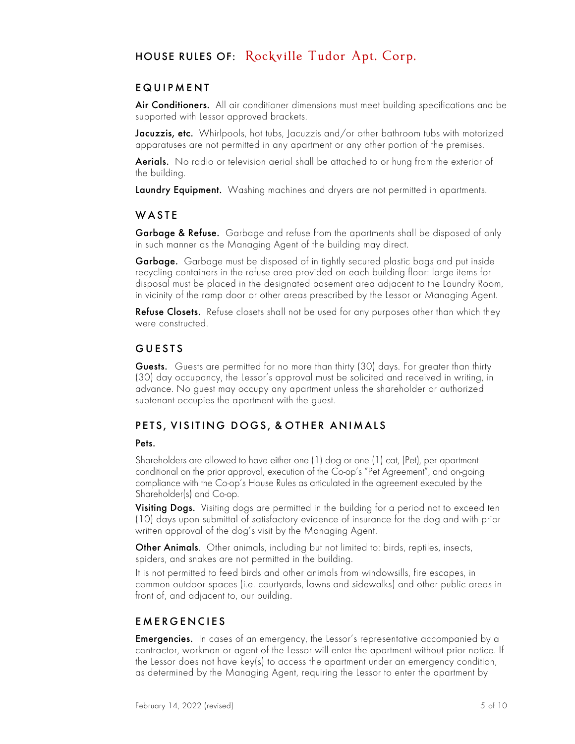# HOUSE RULES OF: Rockville Tudor Apt. Corp.

## EQUIPMENT

**Air Conditioners.** All air conditioner dimensions must meet building specifications and be supported with Lessor approved brackets.

**Jacuzzis, etc.** Whirlpools, hot tubs, Jacuzzis and/or other bathroom tubs with motorized apparatuses are not permitted in any apartment or any other portion of the premises.

**Aerials.** No radio or television aerial shall be attached to or hung from the exterior of the building.

**Laundry Equipment.** Washing machines and dryers are not permitted in apartments.

## WASTE

**Garbage & Refuse.** Garbage and refuse from the apartments shall be disposed of only in such manner as the Managing Agent of the building may direct.

**Garbage.** Garbage must be disposed of in tightly secured plastic bags and put inside recycling containers in the refuse area provided on each building floor: large items for disposal must be placed in the designated basement area adjacent to the Laundry Room, in vicinity of the ramp door or other areas prescribed by the Lessor or Managing Agent.

**Refuse Closets.** Refuse closets shall not be used for any purposes other than which they were constructed.

## GUESTS

**Guests.** Guests are permitted for no more than thirty (30) days. For greater than thirty (30) day occupancy, the Lessor's approval must be solicited and received in writing, in advance. No guest may occupy any apartment unless the shareholder or authorized subtenant occupies the apartment with the guest.

## PETS, VISITING DOGS, & OTHER ANIMALS

**Pets.**

Shareholders are allowed to have either one (1) dog or one (1) cat, (Pet), per apartment conditional on the prior approval, execution of the Co-op's "Pet Agreement", and on-going compliance with the Co-op's House Rules as articulated in the agreement executed by the Shareholder(s) and Co-op.

**Visiting Dogs.** Visiting dogs are permitted in the building for a period not to exceed ten (10) days upon submittal of satisfactory evidence of insurance for the dog and with prior written approval of the dog's visit by the Managing Agent.

**Other Animals**. Other animals, including but not limited to: birds, reptiles, insects, spiders, and snakes are not permitted in the building.

It is not permitted to feed birds and other animals from windowsills, fire escapes, in common outdoor spaces (i.e. courtyards, lawns and sidewalks) and other public areas in front of, and adjacent to, our building.

## EMERGENCIES

**Emergencies.** In cases of an emergency, the Lessor's representative accompanied by a contractor, workman or agent of the Lessor will enter the apartment without prior notice. If the Lessor does not have key(s) to access the apartment under an emergency condition, as determined by the Managing Agent, requiring the Lessor to enter the apartment by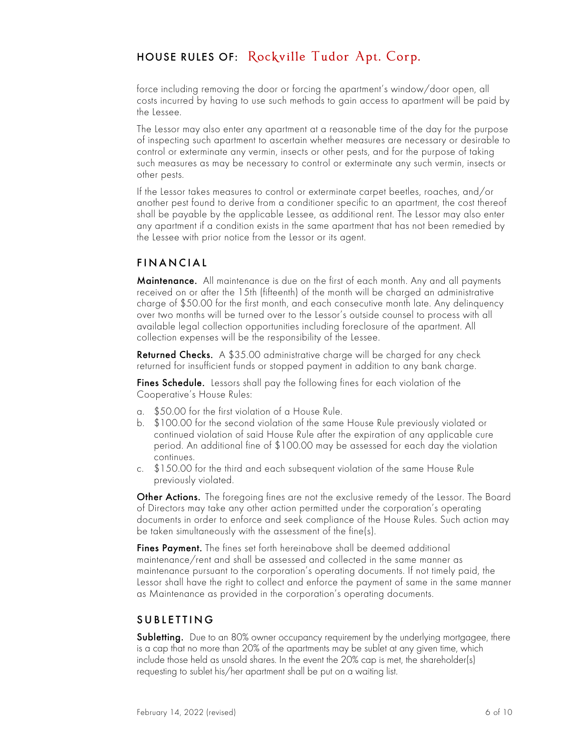force including removing the door or forcing the apartment's window/door open, all costs incurred by having to use such methods to gain access to apartment will be paid by the Lessee.

The Lessor may also enter any apartment at a reasonable time of the day for the purpose of inspecting such apartment to ascertain whether measures are necessary or desirable to control or exterminate any vermin, insects or other pests, and for the purpose of taking such measures as may be necessary to control or exterminate any such vermin, insects or other pests.

If the Lessor takes measures to control or exterminate carpet beetles, roaches, and/or another pest found to derive from a conditioner specific to an apartment, the cost thereof shall be payable by the applicable Lessee, as additional rent. The Lessor may also enter any apartment if a condition exists in the same apartment that has not been remedied by the Lessee with prior notice from the Lessor or its agent.

## FINANCIAL

**Maintenance.** All maintenance is due on the first of each month. Any and all payments received on or after the 15th (fifteenth) of the month will be charged an administrative charge of $50.00 for the first month, and each consecutive month late. Any delinquency over two months will be turned over to the Lessor's outside counsel to process with all available legal collection opportunities including foreclosure of the apartment. All collection expenses will be the responsibility of the Lessee.

**Returned Checks.** A $35.00 administrative charge will be charged for any check returned for insufficient funds or stopped payment in addition to any bank charge.

**Fines Schedule.** Lessors shall pay the following fines for each violation of the Cooperative's House Rules:

a. $50.00 for the first violation of a House Rule.
b. $100.00 for the second violation of the same House Rule previously violated or continued violation of said House Rule after the expiration of any applicable cure period. An additional fine of $100.00 may be assessed for each day the violation continues.
c. $150.00 for the third and each subsequent violation of the same House Rule previously violated.

**Other Actions.** The foregoing fines are not the exclusive remedy of the Lessor. The Board of Directors may take any other action permitted under the corporation's operating documents in order to enforce and seek compliance of the House Rules. Such action may be taken simultaneously with the assessment of the fine(s).

**Fines Payment.** The fines set forth hereinabove shall be deemed additional maintenance/rent and shall be assessed and collected in the same manner as maintenance pursuant to the corporation's operating documents. If not timely paid, the Lessor shall have the right to collect and enforce the payment of same in the same manner as Maintenance as provided in the corporation's operating documents.

## SUBLETTING

**Subletting.** Due to an 80% owner occupancy requirement by the underlying mortgagee, there is a cap that no more than 20% of the apartments may be sublet at any given time, which include those held as unsold shares. In the event the 20% cap is met, the shareholder(s) requesting to sublet his/her apartment shall be put on a waiting list.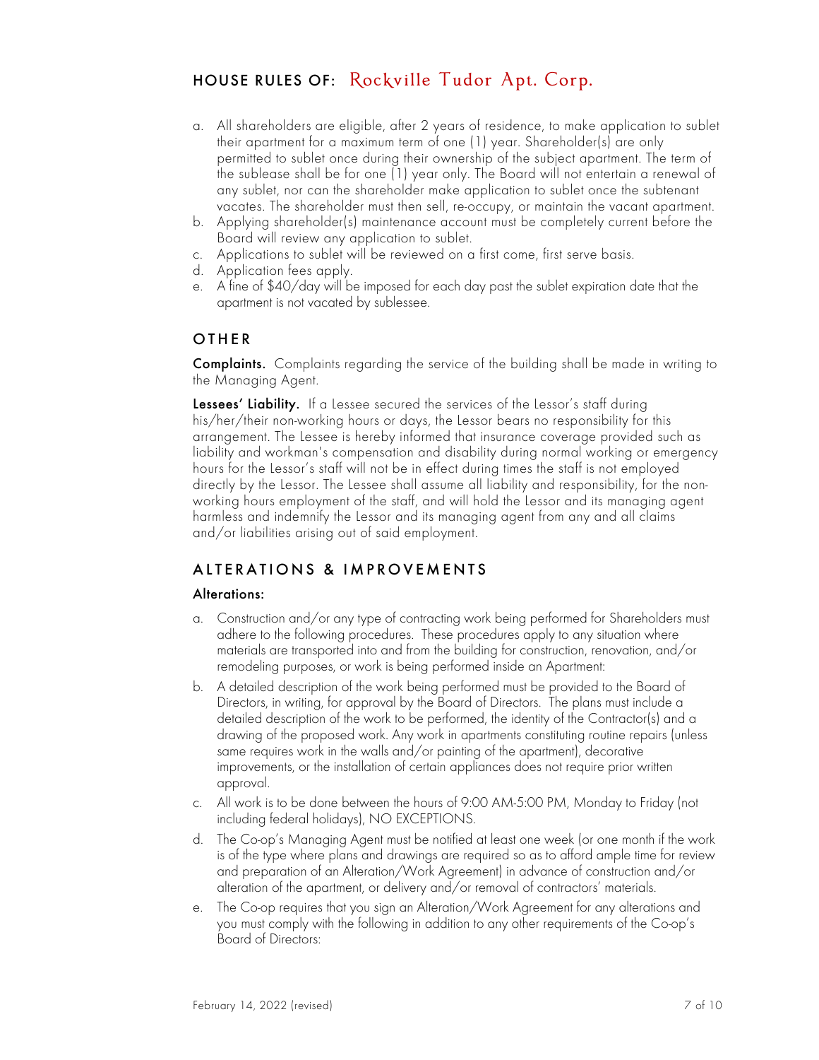## HOUSE RULES OF: Rockville Tudor Apt. Corp.

a. All shareholders are eligible, after 2 years of residence, to make application to sublet their apartment for a maximum term of one (1) year. Shareholder(s) are only permitted to sublet once during their ownership of the subject apartment. The term of the sublease shall be for one (1) year only. The Board will not entertain a renewal of any sublet, nor can the shareholder make application to sublet once the subtenant vacates. The shareholder must then sell, re-occupy, or maintain the vacant apartment.
b. Applying shareholder(s) maintenance account must be completely current before the Board will review any application to sublet.
c. Applications to sublet will be reviewed on a first come, first serve basis.
d. Application fees apply.
e. A fine of $40/day will be imposed for each day past the sublet expiration date that the apartment is not vacated by sublessee.

## OTHER

**Complaints.** Complaints regarding the service of the building shall be made in writing to the Managing Agent.

**Lessees' Liability.** If a Lessee secured the services of the Lessor's staff during his/her/their non-working hours or days, the Lessor bears no responsibility for this arrangement. The Lessee is hereby informed that insurance coverage provided such as liability and workman's compensation and disability during normal working or emergency hours for the Lessor's staff will not be in effect during times the staff is not employed directly by the Lessor. The Lessee shall assume all liability and responsibility, for the non-working hours employment of the staff, and will hold the Lessor and its managing agent harmless and indemnify the Lessor and its managing agent from any and all claims and/or liabilities arising out of said employment.

## ALTERATIONS & IMPROVEMENTS

### Alterations:

a. Construction and/or any type of contracting work being performed for Shareholders must adhere to the following procedures. These procedures apply to any situation where materials are transported into and from the building for construction, renovation, and/or remodeling purposes, or work is being performed inside an Apartment:
b. A detailed description of the work being performed must be provided to the Board of Directors, in writing, for approval by the Board of Directors. The plans must include a detailed description of the work to be performed, the identity of the Contractor(s) and a drawing of the proposed work. Any work in apartments constituting routine repairs (unless same requires work in the walls and/or painting of the apartment), decorative improvements, or the installation of certain appliances does not require prior written approval.
c. All work is to be done between the hours of 9:00 AM-5:00 PM, Monday to Friday (not including federal holidays), NO EXCEPTIONS.
d. The Co-op's Managing Agent must be notified at least one week (or one month if the work is of the type where plans and drawings are required so as to afford ample time for review and preparation of an Alteration/Work Agreement) in advance of construction and/or alteration of the apartment, or delivery and/or removal of contractors' materials.
e. The Co-op requires that you sign an Alteration/Work Agreement for any alterations and you must comply with the following in addition to any other requirements of the Co-op's Board of Directors: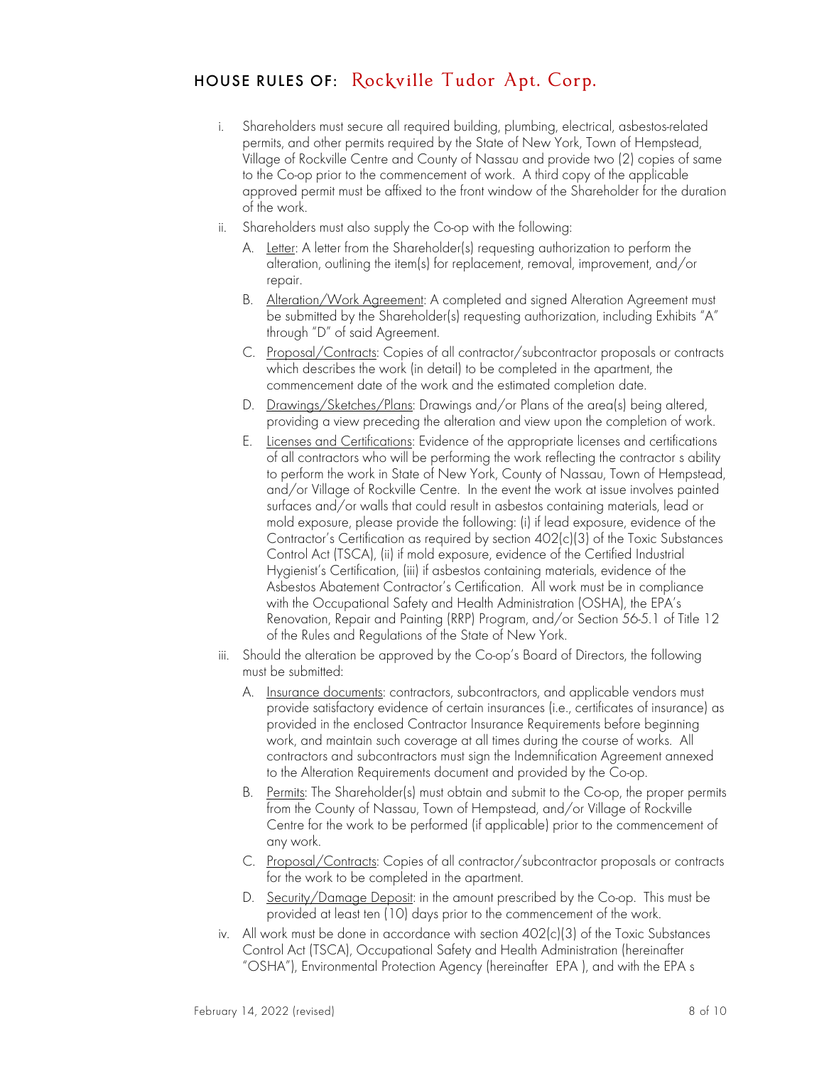## HOUSE RULES OF: Rockville Tudor Apt. Corp.

i. Shareholders must secure all required building, plumbing, electrical, asbestos-related permits, and other permits required by the State of New York, Town of Hempstead, Village of Rockville Centre and County of Nassau and provide two (2) copies of same to the Co-op prior to the commencement of work. A third copy of the applicable approved permit must be affixed to the front window of the Shareholder for the duration of the work.

ii. Shareholders must also supply the Co-op with the following:

   A. Letter: A letter from the Shareholder(s) requesting authorization to perform the alteration, outlining the item(s) for replacement, removal, improvement, and/or repair.

   B. Alteration/Work Agreement: A completed and signed Alteration Agreement must be submitted by the Shareholder(s) requesting authorization, including Exhibits "A" through "D" of said Agreement.

   C. Proposal/Contracts: Copies of all contractor/subcontractor proposals or contracts which describes the work (in detail) to be completed in the apartment, the commencement date of the work and the estimated completion date.

   D. Drawings/Sketches/Plans: Drawings and/or Plans of the area(s) being altered, providing a view preceding the alteration and view upon the completion of work.

   E. Licenses and Certifications: Evidence of the appropriate licenses and certifications of all contractors who will be performing the work reflecting the contractor s ability to perform the work in State of New York, County of Nassau, Town of Hempstead, and/or Village of Rockville Centre. In the event the work at issue involves painted surfaces and/or walls that could result in asbestos containing materials, lead or mold exposure, please provide the following: (i) if lead exposure, evidence of the Contractor's Certification as required by section 402(c)(3) of the Toxic Substances Control Act (TSCA), (ii) if mold exposure, evidence of the Certified Industrial Hygienist's Certification, (iii) if asbestos containing materials, evidence of the Asbestos Abatement Contractor's Certification. All work must be in compliance with the Occupational Safety and Health Administration (OSHA), the EPA's Renovation, Repair and Painting (RRP) Program, and/or Section 56-5.1 of Title 12 of the Rules and Regulations of the State of New York.

iii. Should the alteration be approved by the Co-op's Board of Directors, the following must be submitted:

   A. Insurance documents: contractors, subcontractors, and applicable vendors must provide satisfactory evidence of certain insurances (i.e., certificates of insurance) as provided in the enclosed Contractor Insurance Requirements before beginning work, and maintain such coverage at all times during the course of works. All contractors and subcontractors must sign the Indemnification Agreement annexed to the Alteration Requirements document and provided by the Co-op.

   B. Permits: The Shareholder(s) must obtain and submit to the Co-op, the proper permits from the County of Nassau, Town of Hempstead, and/or Village of Rockville Centre for the work to be performed (if applicable) prior to the commencement of any work.

   C. Proposal/Contracts: Copies of all contractor/subcontractor proposals or contracts for the work to be completed in the apartment.

   D. Security/Damage Deposit: in the amount prescribed by the Co-op. This must be provided at least ten (10) days prior to the commencement of the work.

iv. All work must be done in accordance with section 402(c)(3) of the Toxic Substances Control Act (TSCA), Occupational Safety and Health Administration (hereinafter "OSHA"), Environmental Protection Agency (hereinafter EPA ), and with the EPA s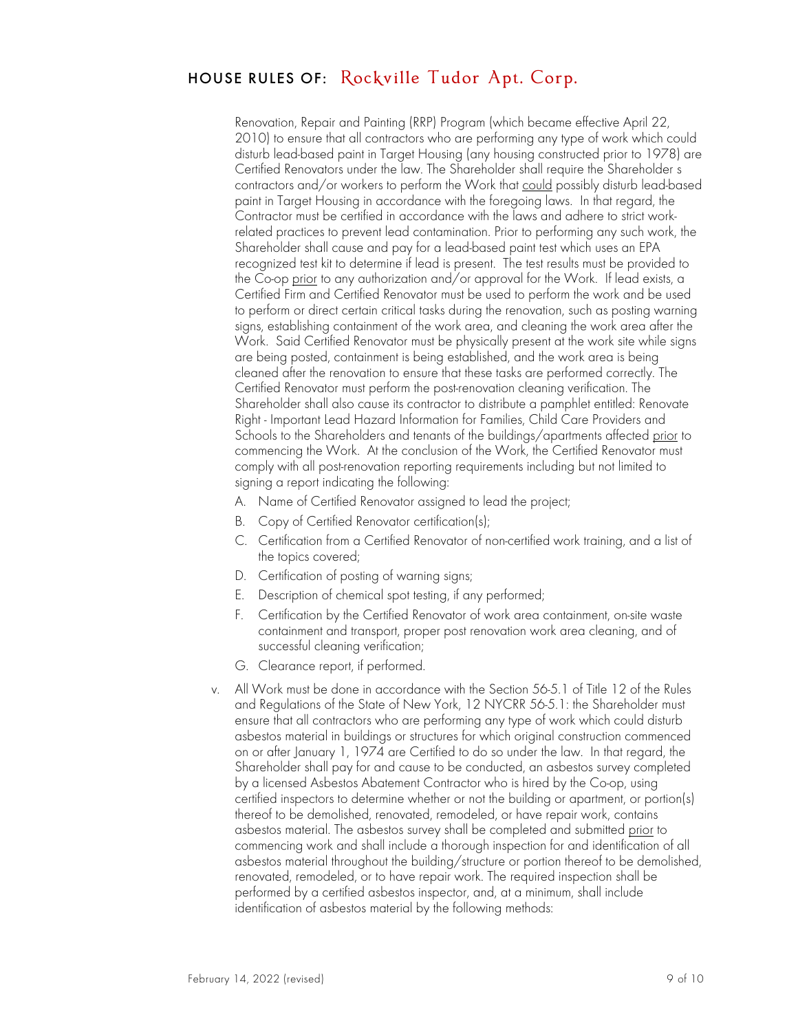Renovation, Repair and Painting (RRP) Program (which became effective April 22, 2010) to ensure that all contractors who are performing any type of work which could disturb lead-based paint in Target Housing (any housing constructed prior to 1978) are Certified Renovators under the law. The Shareholder shall require the Shareholder s contractors and/or workers to perform the Work that <u>could</u> possibly disturb lead-based paint in Target Housing in accordance with the foregoing laws. In that regard, the Contractor must be certified in accordance with the laws and adhere to strict work-related practices to prevent lead contamination. Prior to performing any such work, the Shareholder shall cause and pay for a lead-based paint test which uses an EPA recognized test kit to determine if lead is present. The test results must be provided to the Co-op <u>prior</u> to any authorization and/or approval for the Work. If lead exists, a Certified Firm and Certified Renovator must be used to perform the work and be used to perform or direct certain critical tasks during the renovation, such as posting warning signs, establishing containment of the work area, and cleaning the work area after the Work. Said Certified Renovator must be physically present at the work site while signs are being posted, containment is being established, and the work area is being cleaned after the renovation to ensure that these tasks are performed correctly. The Certified Renovator must perform the post-renovation cleaning verification. The Shareholder shall also cause its contractor to distribute a pamphlet entitled: Renovate Right - Important Lead Hazard Information for Families, Child Care Providers and Schools to the Shareholders and tenants of the buildings/apartments affected <u>prior</u> to commencing the Work. At the conclusion of the Work, the Certified Renovator must comply with all post-renovation reporting requirements including but not limited to signing a report indicating the following:

A. Name of Certified Renovator assigned to lead the project;
B. Copy of Certified Renovator certification(s);
C. Certification from a Certified Renovator of non-certified work training, and a list of the topics covered;
D. Certification of posting of warning signs;
E. Description of chemical spot testing, if any performed;
F. Certification by the Certified Renovator of work area containment, on-site waste containment and transport, proper post renovation work area cleaning, and of successful cleaning verification;
G. Clearance report, if performed.

v. All Work must be done in accordance with the Section 56-5.1 of Title 12 of the Rules and Regulations of the State of New York, 12 NYCRR 56-5.1: the Shareholder must ensure that all contractors who are performing any type of work which could disturb asbestos material in buildings or structures for which original construction commenced on or after January 1, 1974 are Certified to do so under the law. In that regard, the Shareholder shall pay for and cause to be conducted, an asbestos survey completed by a licensed Asbestos Abatement Contractor who is hired by the Co-op, using certified inspectors to determine whether or not the building or apartment, or portion(s) thereof to be demolished, renovated, remodeled, or have repair work, contains asbestos material. The asbestos survey shall be completed and submitted <u>prior</u> to commencing work and shall include a thorough inspection for and identification of all asbestos material throughout the building/structure or portion thereof to be demolished, renovated, remodeled, or to have repair work. The required inspection shall be performed by a certified asbestos inspector, and, at a minimum, shall include identification of asbestos material by the following methods: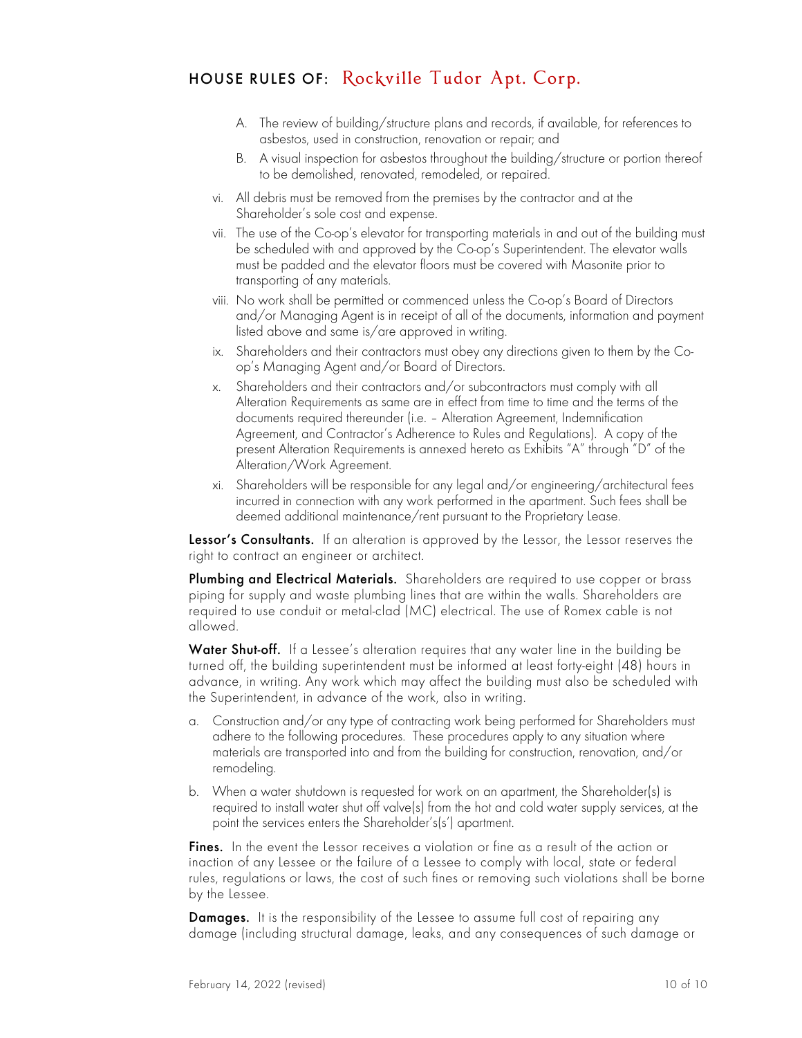A. The review of building/structure plans and records, if available, for references to asbestos, used in construction, renovation or repair; and
   B. A visual inspection for asbestos throughout the building/structure or portion thereof to be demolished, renovated, remodeled, or repaired.

vi. All debris must be removed from the premises by the contractor and at the Shareholder's sole cost and expense.

vii. The use of the Co-op's elevator for transporting materials in and out of the building must be scheduled with and approved by the Co-op's Superintendent. The elevator walls must be padded and the elevator floors must be covered with Masonite prior to transporting of any materials.

viii. No work shall be permitted or commenced unless the Co-op's Board of Directors and/or Managing Agent is in receipt of all of the documents, information and payment listed above and same is/are approved in writing.

ix. Shareholders and their contractors must obey any directions given to them by the Co-op's Managing Agent and/or Board of Directors.

x. Shareholders and their contractors and/or subcontractors must comply with all Alteration Requirements as same are in effect from time to time and the terms of the documents required thereunder (i.e. – Alteration Agreement, Indemnification Agreement, and Contractor's Adherence to Rules and Regulations). A copy of the present Alteration Requirements is annexed hereto as Exhibits "A" through "D" of the Alteration/Work Agreement.

xi. Shareholders will be responsible for any legal and/or engineering/architectural fees incurred in connection with any work performed in the apartment. Such fees shall be deemed additional maintenance/rent pursuant to the Proprietary Lease.

**Lessor's Consultants.** If an alteration is approved by the Lessor, the Lessor reserves the right to contract an engineer or architect.

**Plumbing and Electrical Materials.** Shareholders are required to use copper or brass piping for supply and waste plumbing lines that are within the walls. Shareholders are required to use conduit or metal-clad (MC) electrical. The use of Romex cable is not allowed.

**Water Shut-off.** If a Lessee's alteration requires that any water line in the building be turned off, the building superintendent must be informed at least forty-eight (48) hours in advance, in writing. Any work which may affect the building must also be scheduled with the Superintendent, in advance of the work, also in writing.

a. Construction and/or any type of contracting work being performed for Shareholders must adhere to the following procedures. These procedures apply to any situation where materials are transported into and from the building for construction, renovation, and/or remodeling.

b. When a water shutdown is requested for work on an apartment, the Shareholder(s) is required to install water shut off valve(s) from the hot and cold water supply services, at the point the services enters the Shareholder's(s') apartment.

**Fines.** In the event the Lessor receives a violation or fine as a result of the action or inaction of any Lessee or the failure of a Lessee to comply with local, state or federal rules, regulations or laws, the cost of such fines or removing such violations shall be borne by the Lessee.

**Damages.** It is the responsibility of the Lessee to assume full cost of repairing any damage (including structural damage, leaks, and any consequences of such damage or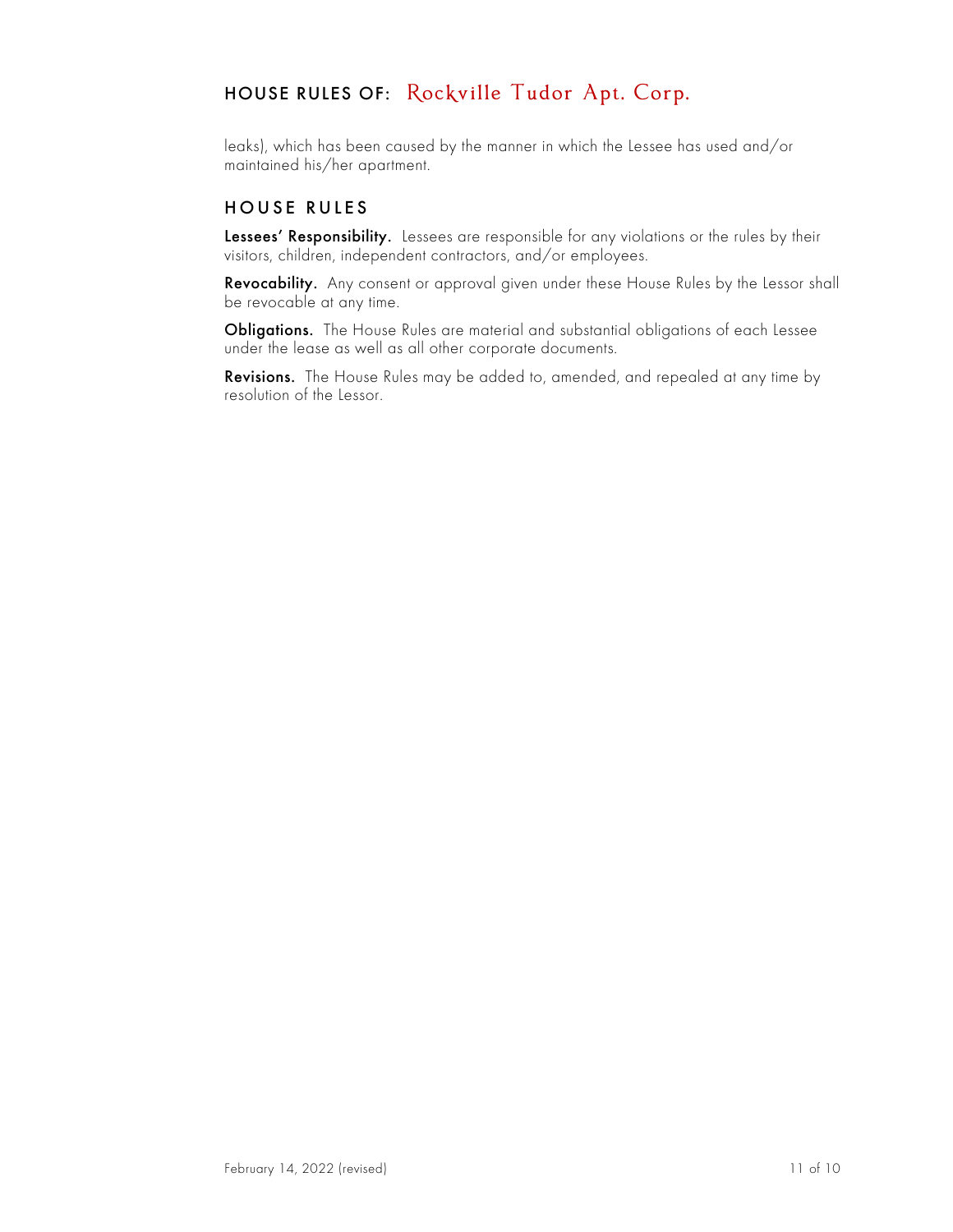leaks), which has been caused by the manner in which the Lessee has used and/or maintained his/her apartment.

## HOUSE RULES

**Lessees' Responsibility.** Lessees are responsible for any violations or the rules by their visitors, children, independent contractors, and/or employees.

**Revocability.** Any consent or approval given under these House Rules by the Lessor shall be revocable at any time.

**Obligations.** The House Rules are material and substantial obligations of each Lessee under the lease as well as all other corporate documents.

**Revisions.** The House Rules may be added to, amended, and repealed at any time by resolution of the Lessor.